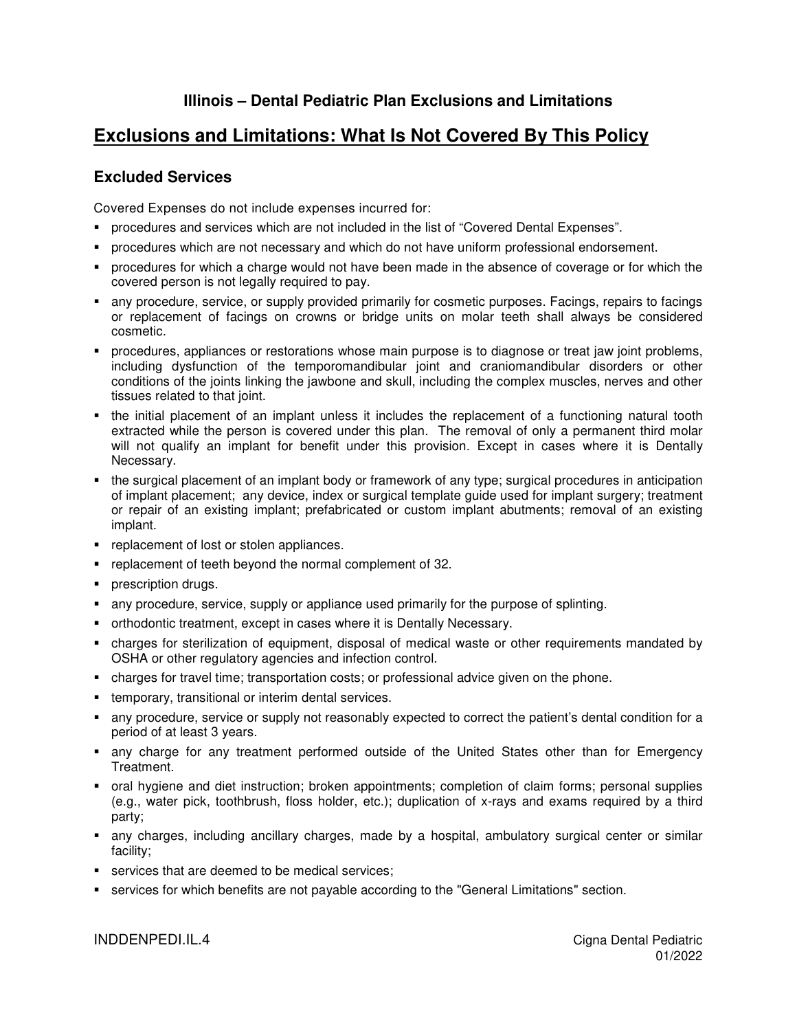### Illinois – Dental Pediatric Plan Exclusions and Limitations

## Exclusions and Limitations: What Is Not Covered By This Policy

### Excluded Services

Covered Expenses do not include expenses incurred for:

- procedures and services which are not included in the list of "Covered Dental Expenses".
- procedures which are not necessary and which do not have uniform professional endorsement.
- procedures for which a charge would not have been made in the absence of coverage or for which the covered person is not legally required to pay.
- any procedure, service, or supply provided primarily for cosmetic purposes. Facings, repairs to facings or replacement of facings on crowns or bridge units on molar teeth shall always be considered cosmetic.
- procedures, appliances or restorations whose main purpose is to diagnose or treat jaw joint problems, including dysfunction of the temporomandibular joint and craniomandibular disorders or other conditions of the joints linking the jawbone and skull, including the complex muscles, nerves and other tissues related to that joint.
- the initial placement of an implant unless it includes the replacement of a functioning natural tooth extracted while the person is covered under this plan. The removal of only a permanent third molar will not qualify an implant for benefit under this provision. Except in cases where it is Dentally Necessary.
- the surgical placement of an implant body or framework of any type; surgical procedures in anticipation of implant placement; any device, index or surgical template guide used for implant surgery; treatment or repair of an existing implant; prefabricated or custom implant abutments; removal of an existing implant.
- replacement of lost or stolen appliances.
- replacement of teeth beyond the normal complement of 32.
- prescription drugs.
- any procedure, service, supply or appliance used primarily for the purpose of splinting.
- orthodontic treatment, except in cases where it is Dentally Necessary.
- charges for sterilization of equipment, disposal of medical waste or other requirements mandated by OSHA or other regulatory agencies and infection control.
- charges for travel time; transportation costs; or professional advice given on the phone.
- temporary, transitional or interim dental services.
- any procedure, service or supply not reasonably expected to correct the patient's dental condition for a period of at least 3 years.
- any charge for any treatment performed outside of the United States other than for Emergency Treatment.
- oral hygiene and diet instruction; broken appointments; completion of claim forms; personal supplies (e.g., water pick, toothbrush, floss holder, etc.); duplication of x-rays and exams required by a third party;
- any charges, including ancillary charges, made by a hospital, ambulatory surgical center or similar facility;
- services that are deemed to be medical services;
- services for which benefits are not payable according to the "General Limitations" section.

INDDENPEDI.IL.4 Cigna Dental Pediatric 01/2022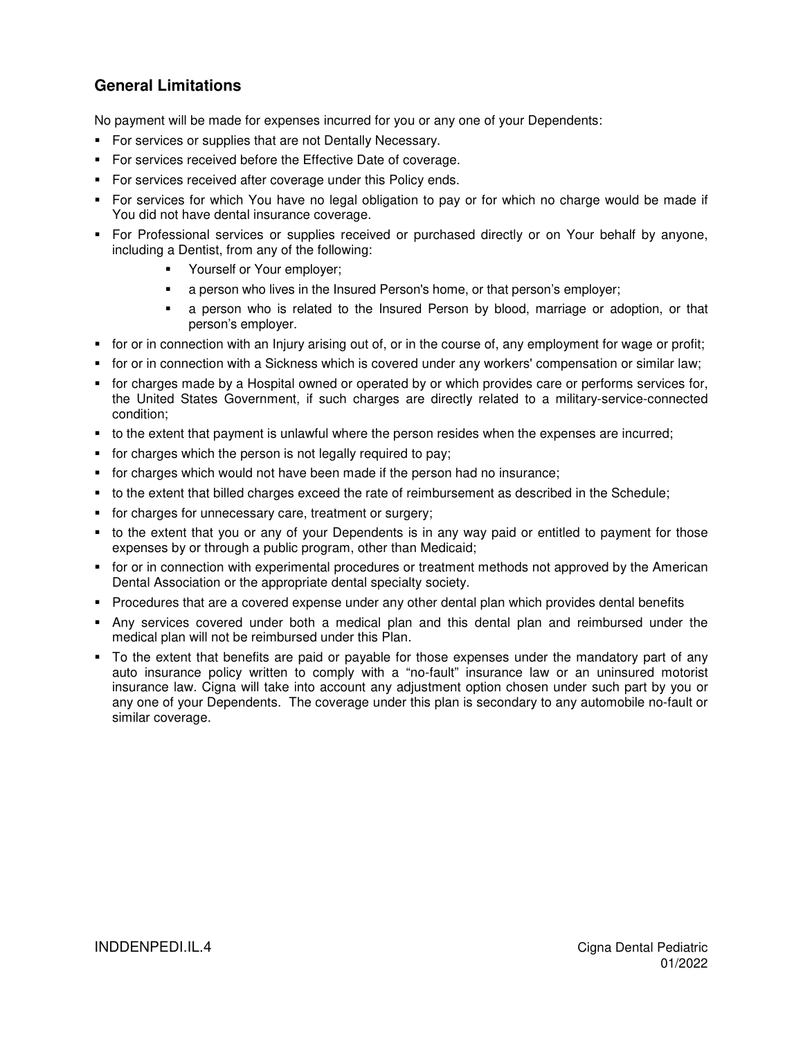## General Limitations

No payment will be made for expenses incurred for you or any one of your Dependents:

- For services or supplies that are not Dentally Necessary.
- For services received before the Effective Date of coverage.
- For services received after coverage under this Policy ends.
- For services for which You have no legal obligation to pay or for which no charge would be made if You did not have dental insurance coverage.
- For Professional services or supplies received or purchased directly or on Your behalf by anyone, including a Dentist, from any of the following:
  - Yourself or Your employer;
  - a person who lives in the Insured Person's home, or that person's employer;
  - a person who is related to the Insured Person by blood, marriage or adoption, or that person's employer.
- for or in connection with an Injury arising out of, or in the course of, any employment for wage or profit;
- for or in connection with a Sickness which is covered under any workers' compensation or similar law;
- for charges made by a Hospital owned or operated by or which provides care or performs services for, the United States Government, if such charges are directly related to a military-service-connected condition;
- to the extent that payment is unlawful where the person resides when the expenses are incurred;
- for charges which the person is not legally required to pay;
- for charges which would not have been made if the person had no insurance;
- to the extent that billed charges exceed the rate of reimbursement as described in the Schedule;
- for charges for unnecessary care, treatment or surgery;
- to the extent that you or any of your Dependents is in any way paid or entitled to payment for those expenses by or through a public program, other than Medicaid;
- for or in connection with experimental procedures or treatment methods not approved by the American Dental Association or the appropriate dental specialty society.
- Procedures that are a covered expense under any other dental plan which provides dental benefits
- Any services covered under both a medical plan and this dental plan and reimbursed under the medical plan will not be reimbursed under this Plan.
- To the extent that benefits are paid or payable for those expenses under the mandatory part of any auto insurance policy written to comply with a "no-fault" insurance law or an uninsured motorist insurance law. Cigna will take into account any adjustment option chosen under such part by you or any one of your Dependents. The coverage under this plan is secondary to any automobile no-fault or similar coverage.